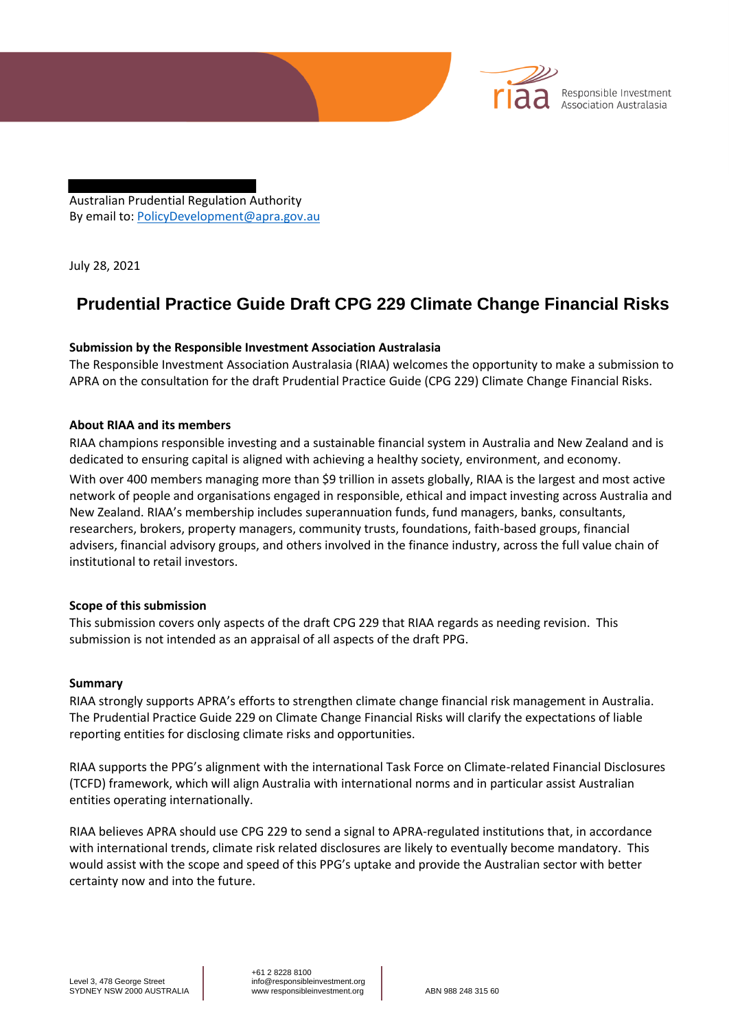Australian Prudential Regulation Authority
By email to: PolicyDevelopment@apra.gov.au

July 28, 2021

# Prudential Practice Guide Draft CPG 229 Climate Change Financial Risks

**Submission by the Responsible Investment Association Australasia**
The Responsible Investment Association Australasia (RIAA) welcomes the opportunity to make a submission to APRA on the consultation for the draft Prudential Practice Guide (CPG 229) Climate Change Financial Risks.

**About RIAA and its members**
RIAA champions responsible investing and a sustainable financial system in Australia and New Zealand and is dedicated to ensuring capital is aligned with achieving a healthy society, environment, and economy.

With over 400 members managing more than $9 trillion in assets globally, RIAA is the largest and most active network of people and organisations engaged in responsible, ethical and impact investing across Australia and New Zealand. RIAA's membership includes superannuation funds, fund managers, banks, consultants, researchers, brokers, property managers, community trusts, foundations, faith-based groups, financial advisers, financial advisory groups, and others involved in the finance industry, across the full value chain of institutional to retail investors.

**Scope of this submission**
This submission covers only aspects of the draft CPG 229 that RIAA regards as needing revision. This submission is not intended as an appraisal of all aspects of the draft PPG.

**Summary**
RIAA strongly supports APRA's efforts to strengthen climate change financial risk management in Australia. The Prudential Practice Guide 229 on Climate Change Financial Risks will clarify the expectations of liable reporting entities for disclosing climate risks and opportunities.

RIAA supports the PPG's alignment with the international Task Force on Climate-related Financial Disclosures (TCFD) framework, which will align Australia with international norms and in particular assist Australian entities operating internationally.

RIAA believes APRA should use CPG 229 to send a signal to APRA-regulated institutions that, in accordance with international trends, climate risk related disclosures are likely to eventually become mandatory. This would assist with the scope and speed of this PPG's uptake and provide the Australian sector with better certainty now and into the future.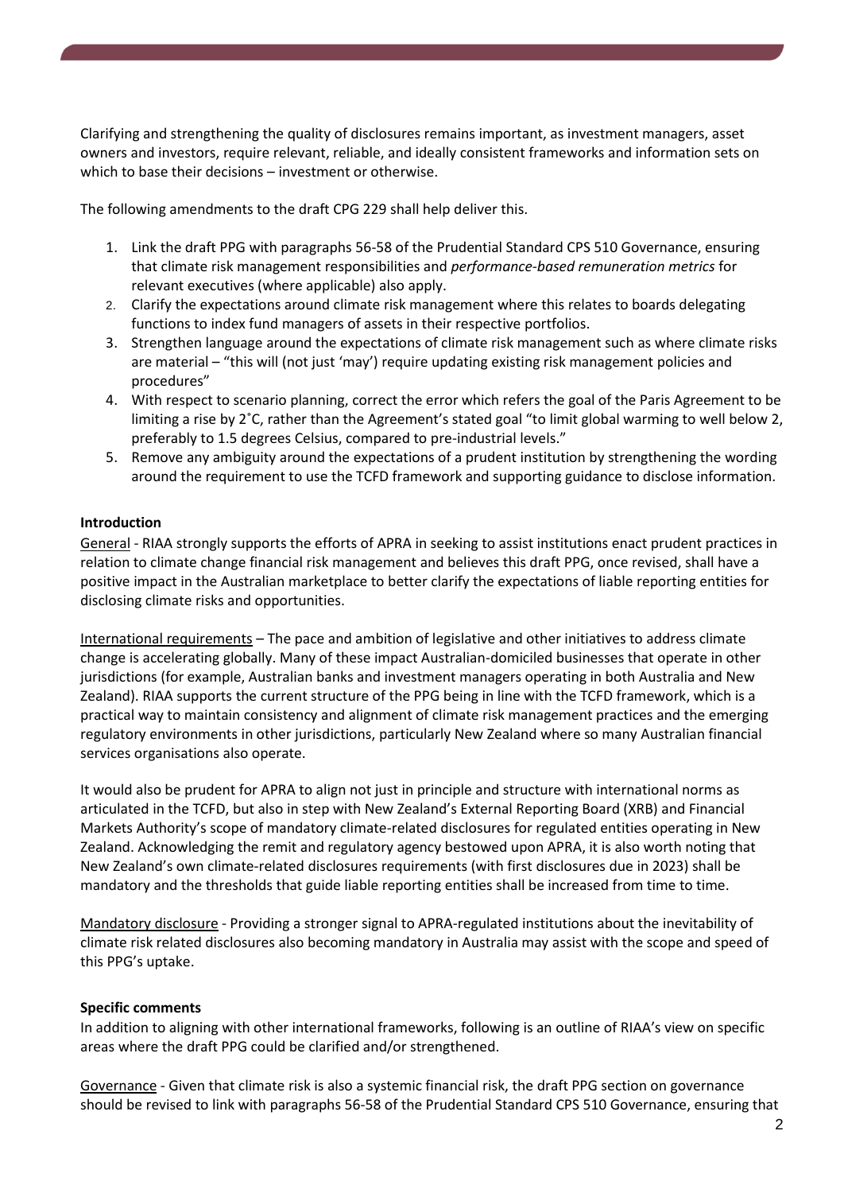Clarifying and strengthening the quality of disclosures remains important, as investment managers, asset owners and investors, require relevant, reliable, and ideally consistent frameworks and information sets on which to base their decisions – investment or otherwise.

The following amendments to the draft CPG 229 shall help deliver this.

1. Link the draft PPG with paragraphs 56-58 of the Prudential Standard CPS 510 Governance, ensuring that climate risk management responsibilities and *performance-based remuneration metrics* for relevant executives (where applicable) also apply.
2. Clarify the expectations around climate risk management where this relates to boards delegating functions to index fund managers of assets in their respective portfolios.
3. Strengthen language around the expectations of climate risk management such as where climate risks are material – "this will (not just 'may') require updating existing risk management policies and procedures"
4. With respect to scenario planning, correct the error which refers the goal of the Paris Agreement to be limiting a rise by 2˚C, rather than the Agreement's stated goal "to limit global warming to well below 2, preferably to 1.5 degrees Celsius, compared to pre-industrial levels."
5. Remove any ambiguity around the expectations of a prudent institution by strengthening the wording around the requirement to use the TCFD framework and supporting guidance to disclose information.

**Introduction**

General - RIAA strongly supports the efforts of APRA in seeking to assist institutions enact prudent practices in relation to climate change financial risk management and believes this draft PPG, once revised, shall have a positive impact in the Australian marketplace to better clarify the expectations of liable reporting entities for disclosing climate risks and opportunities.

International requirements – The pace and ambition of legislative and other initiatives to address climate change is accelerating globally. Many of these impact Australian-domiciled businesses that operate in other jurisdictions (for example, Australian banks and investment managers operating in both Australia and New Zealand). RIAA supports the current structure of the PPG being in line with the TCFD framework, which is a practical way to maintain consistency and alignment of climate risk management practices and the emerging regulatory environments in other jurisdictions, particularly New Zealand where so many Australian financial services organisations also operate.

It would also be prudent for APRA to align not just in principle and structure with international norms as articulated in the TCFD, but also in step with New Zealand's External Reporting Board (XRB) and Financial Markets Authority's scope of mandatory climate-related disclosures for regulated entities operating in New Zealand. Acknowledging the remit and regulatory agency bestowed upon APRA, it is also worth noting that New Zealand's own climate-related disclosures requirements (with first disclosures due in 2023) shall be mandatory and the thresholds that guide liable reporting entities shall be increased from time to time.

Mandatory disclosure - Providing a stronger signal to APRA-regulated institutions about the inevitability of climate risk related disclosures also becoming mandatory in Australia may assist with the scope and speed of this PPG's uptake.

**Specific comments**

In addition to aligning with other international frameworks, following is an outline of RIAA's view on specific areas where the draft PPG could be clarified and/or strengthened.

Governance - Given that climate risk is also a systemic financial risk, the draft PPG section on governance should be revised to link with paragraphs 56-58 of the Prudential Standard CPS 510 Governance, ensuring that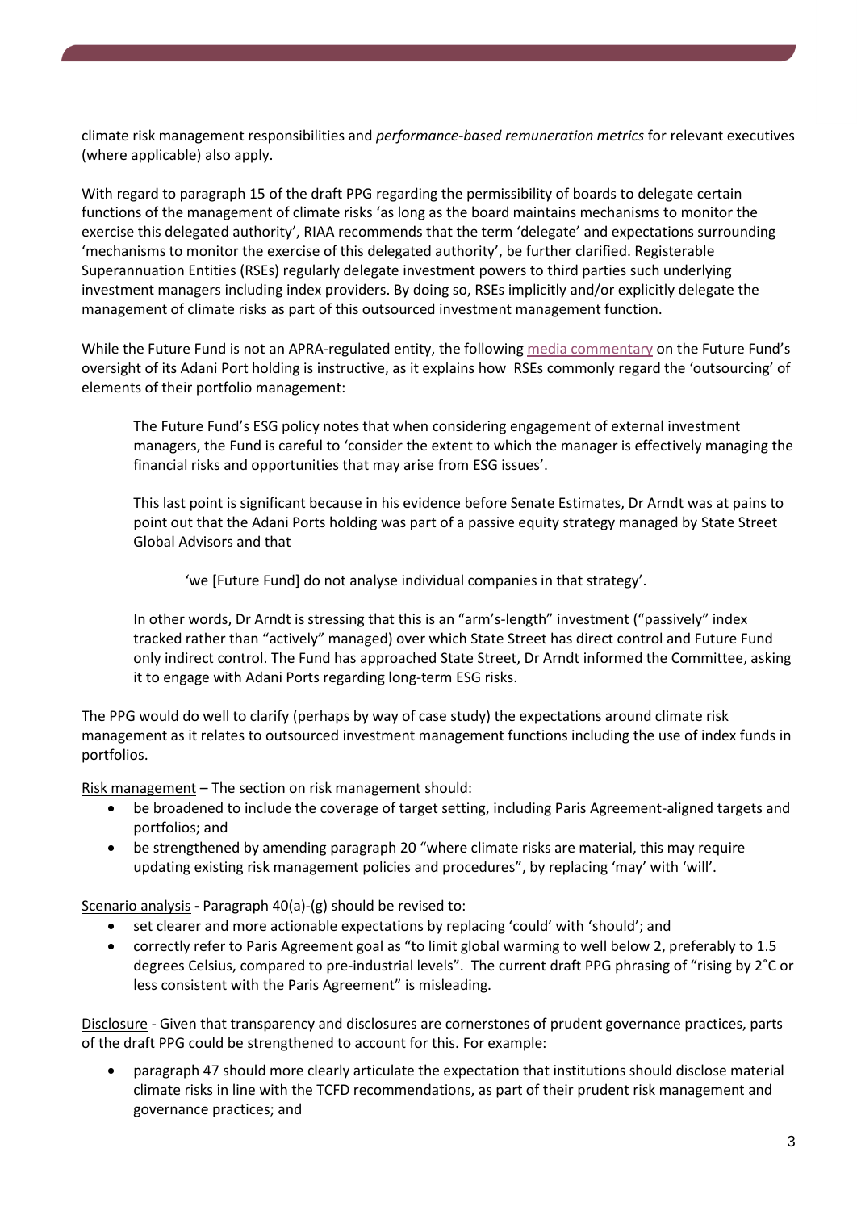climate risk management responsibilities and *performance-based remuneration metrics* for relevant executives (where applicable) also apply.

With regard to paragraph 15 of the draft PPG regarding the permissibility of boards to delegate certain functions of the management of climate risks 'as long as the board maintains mechanisms to monitor the exercise this delegated authority', RIAA recommends that the term 'delegate' and expectations surrounding 'mechanisms to monitor the exercise of this delegated authority', be further clarified. Registerable Superannuation Entities (RSEs) regularly delegate investment powers to third parties such underlying investment managers including index providers. By doing so, RSEs implicitly and/or explicitly delegate the management of climate risks as part of this outsourced investment management function.

While the Future Fund is not an APRA-regulated entity, the following media commentary on the Future Fund's oversight of its Adani Port holding is instructive, as it explains how RSEs commonly regard the 'outsourcing' of elements of their portfolio management:

> The Future Fund's ESG policy notes that when considering engagement of external investment managers, the Fund is careful to 'consider the extent to which the manager is effectively managing the financial risks and opportunities that may arise from ESG issues'.
>
> This last point is significant because in his evidence before Senate Estimates, Dr Arndt was at pains to point out that the Adani Ports holding was part of a passive equity strategy managed by State Street Global Advisors and that
>
> > 'we [Future Fund] do not analyse individual companies in that strategy'.
>
> In other words, Dr Arndt is stressing that this is an "arm's-length" investment ("passively" index tracked rather than "actively" managed) over which State Street has direct control and Future Fund only indirect control. The Fund has approached State Street, Dr Arndt informed the Committee, asking it to engage with Adani Ports regarding long-term ESG risks.

The PPG would do well to clarify (perhaps by way of case study) the expectations around climate risk management as it relates to outsourced investment management functions including the use of index funds in portfolios.

<u>Risk management</u> – The section on risk management should:

- be broadened to include the coverage of target setting, including Paris Agreement-aligned targets and portfolios; and
- be strengthened by amending paragraph 20 "where climate risks are material, this may require updating existing risk management policies and procedures", by replacing 'may' with 'will'.

<u>Scenario analysis</u> - Paragraph 40(a)-(g) should be revised to:

- set clearer and more actionable expectations by replacing 'could' with 'should'; and
- correctly refer to Paris Agreement goal as "to limit global warming to well below 2, preferably to 1.5 degrees Celsius, compared to pre-industrial levels". The current draft PPG phrasing of "rising by 2˚C or less consistent with the Paris Agreement" is misleading.

<u>Disclosure</u> - Given that transparency and disclosures are cornerstones of prudent governance practices, parts of the draft PPG could be strengthened to account for this. For example:

- paragraph 47 should more clearly articulate the expectation that institutions should disclose material climate risks in line with the TCFD recommendations, as part of their prudent risk management and governance practices; and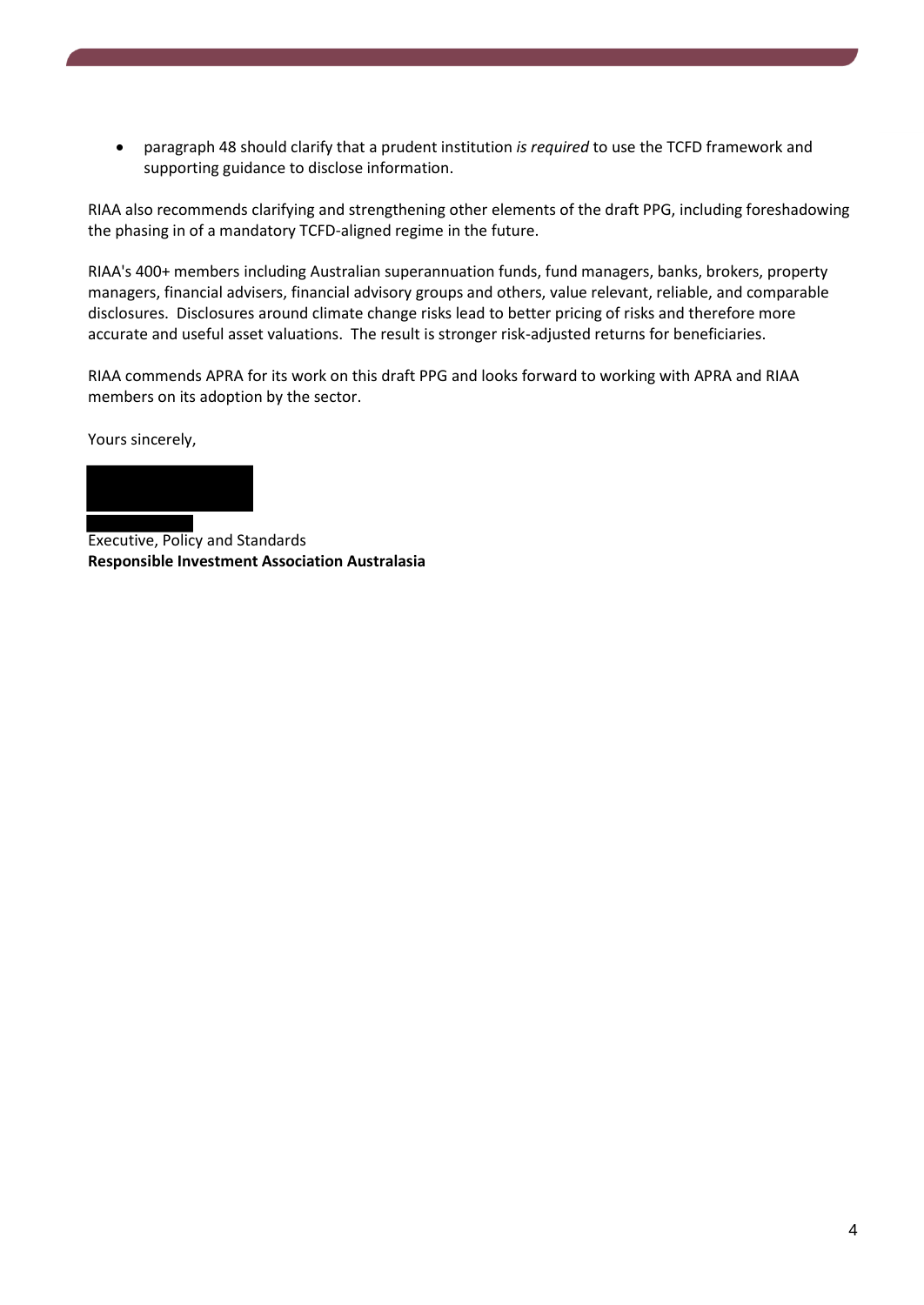- paragraph 48 should clarify that a prudent institution *is required* to use the TCFD framework and supporting guidance to disclose information.

RIAA also recommends clarifying and strengthening other elements of the draft PPG, including foreshadowing the phasing in of a mandatory TCFD-aligned regime in the future.

RIAA's 400+ members including Australian superannuation funds, fund managers, banks, brokers, property managers, financial advisers, financial advisory groups and others, value relevant, reliable, and comparable disclosures. Disclosures around climate change risks lead to better pricing of risks and therefore more accurate and useful asset valuations. The result is stronger risk-adjusted returns for beneficiaries.

RIAA commends APRA for its work on this draft PPG and looks forward to working with APRA and RIAA members on its adoption by the sector.

Yours sincerely,

Executive, Policy and Standards
**Responsible Investment Association Australasia**